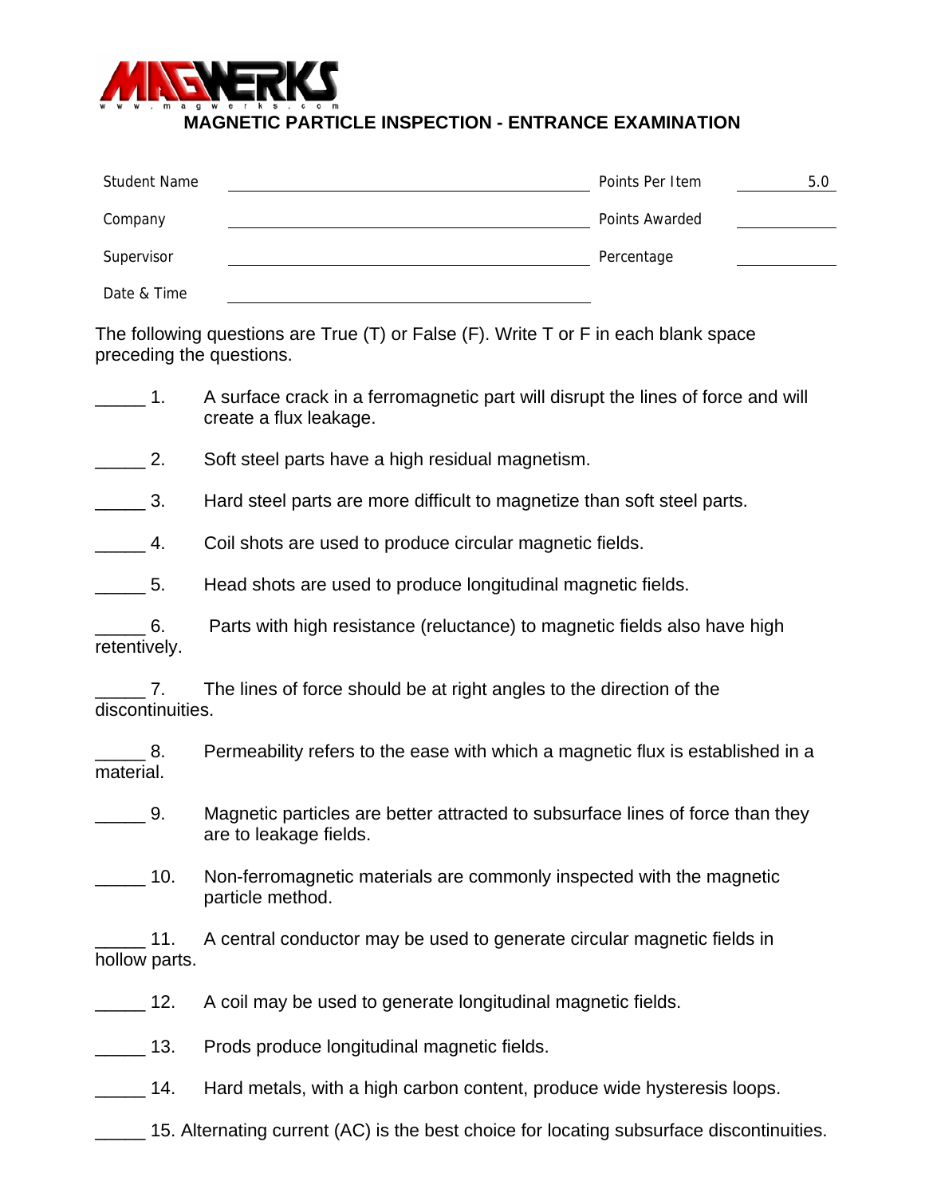# MAGNETIC PARTICLE INSPECTION - ENTRANCE EXAMINATION

| | | | |
|---|---|---|---|
| Student Name | | Points Per Item | 5.0 |
| Company | | Points Awarded | |
| Supervisor | | Percentage | |
| Date & Time | | | |

The following questions are True (T) or False (F). Write T or F in each blank space preceding the questions.

_____ 1. A surface crack in a ferromagnetic part will disrupt the lines of force and will create a flux leakage.

_____ 2. Soft steel parts have a high residual magnetism.

_____ 3. Hard steel parts are more difficult to magnetize than soft steel parts.

_____ 4. Coil shots are used to produce circular magnetic fields.

_____ 5. Head shots are used to produce longitudinal magnetic fields.

_____ 6. Parts with high resistance (reluctance) to magnetic fields also have high retentively.

_____ 7. The lines of force should be at right angles to the direction of the discontinuities.

_____ 8. Permeability refers to the ease with which a magnetic flux is established in a material.

_____ 9. Magnetic particles are better attracted to subsurface lines of force than they are to leakage fields.

_____ 10. Non-ferromagnetic materials are commonly inspected with the magnetic particle method.

_____ 11. A central conductor may be used to generate circular magnetic fields in hollow parts.

_____ 12. A coil may be used to generate longitudinal magnetic fields.

_____ 13. Prods produce longitudinal magnetic fields.

_____ 14. Hard metals, with a high carbon content, produce wide hysteresis loops.

_____ 15. Alternating current (AC) is the best choice for locating subsurface discontinuities.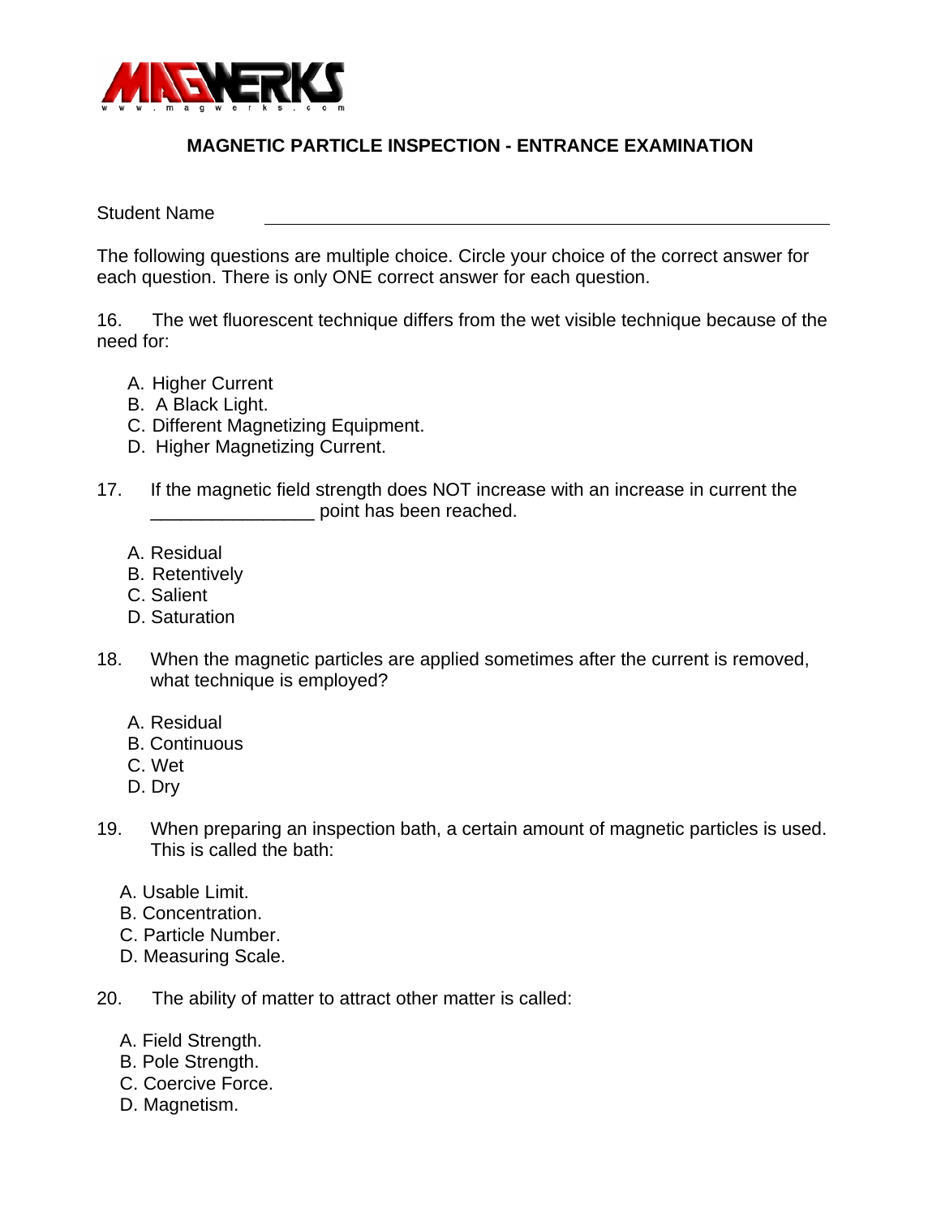MAGWERKS
www.magwerks.com

**MAGNETIC PARTICLE INSPECTION - ENTRANCE EXAMINATION**

Student Name ______________________________________________

The following questions are multiple choice. Circle your choice of the correct answer for each question. There is only ONE correct answer for each question.

16. The wet fluorescent technique differs from the wet visible technique because of the need for:

   A. Higher Current
   B. A Black Light.
   C. Different Magnetizing Equipment.
   D. Higher Magnetizing Current.

17. If the magnetic field strength does NOT increase with an increase in current the ________________ point has been reached.

   A. Residual
   B. Retentively
   C. Salient
   D. Saturation

18. When the magnetic particles are applied sometimes after the current is removed, what technique is employed?

   A. Residual
   B. Continuous
   C. Wet
   D. Dry

19. When preparing an inspection bath, a certain amount of magnetic particles is used. This is called the bath:

   A. Usable Limit.
   B. Concentration.
   C. Particle Number.
   D. Measuring Scale.

20. The ability of matter to attract other matter is called:

   A. Field Strength.
   B. Pole Strength.
   C. Coercive Force.
   D. Magnetism.